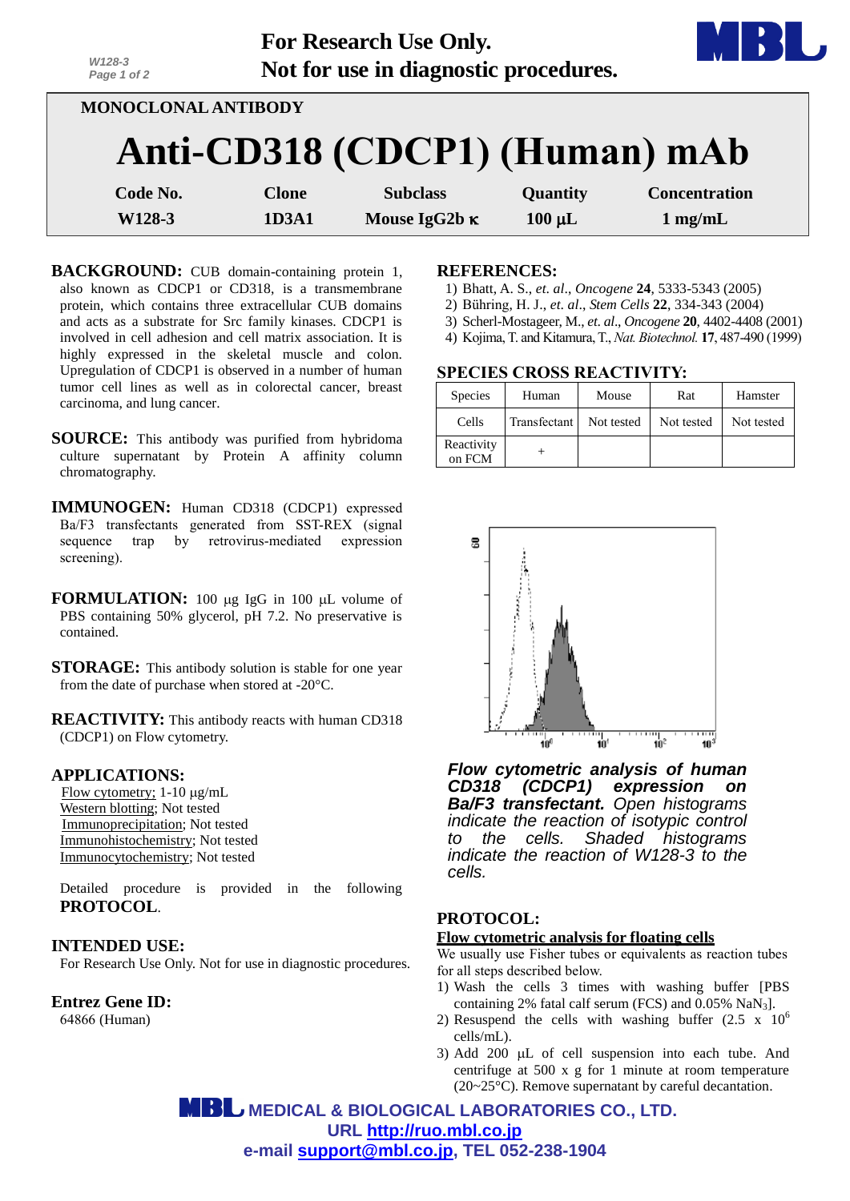For Research Use Only.
Not for use in diagnostic procedures.

MONOCLONAL ANTIBODY

# Anti-CD318 (CDCP1) (Human) mAb

| Code No. | Clone | Subclass | Quantity | Concentration |
|---|---|---|---|---|
| W128-3 | 1D3A1 | Mouse IgG2b κ | 100 μL | 1 mg/mL |

**BACKGROUND:** CUB domain-containing protein 1, also known as CDCP1 or CD318, is a transmembrane protein, which contains three extracellular CUB domains and acts as a substrate for Src family kinases. CDCP1 is involved in cell adhesion and cell matrix association. It is highly expressed in the skeletal muscle and colon. Upregulation of CDCP1 is observed in a number of human tumor cell lines as well as in colorectal cancer, breast carcinoma, and lung cancer.

**SOURCE:** This antibody was purified from hybridoma culture supernatant by Protein A affinity column chromatography.

**IMMUNOGEN:** Human CD318 (CDCP1) expressed Ba/F3 transfectants generated from SST-REX (signal sequence trap by retrovirus-mediated expression screening).

**FORMULATION:** 100 μg IgG in 100 μL volume of PBS containing 50% glycerol, pH 7.2. No preservative is contained.

**STORAGE:** This antibody solution is stable for one year from the date of purchase when stored at -20°C.

**REACTIVITY:** This antibody reacts with human CD318 (CDCP1) on Flow cytometry.

**APPLICATIONS:**

Flow cytometry; 1-10 μg/mL
Western blotting; Not tested
Immunoprecipitation; Not tested
Immunohistochemistry; Not tested
Immunocytochemistry; Not tested

Detailed procedure is provided in the following **PROTOCOL**.

**INTENDED USE:**

For Research Use Only. Not for use in diagnostic procedures.

**Entrez Gene ID:**

64866 (Human)

**REFERENCES:**

1) Bhatt, A. S., *et. al*., *Oncogene* **24**, 5333-5343 (2005)
2) Bühring, H. J., *et. al*., *Stem Cells* **22**, 334-343 (2004)
3) Scherl-Mostageer, M., *et. al*., *Oncogene* **20**, 4402-4408 (2001)
4) Kojima, T. and Kitamura, T., *Nat. Biotechnol.* **17**, 487-490 (1999)

**SPECIES CROSS REACTIVITY:**

| Species | Human | Mouse | Rat | Hamster |
|---|---|---|---|---|
| Cells | Transfectant | Not tested | Not tested | Not tested |
| Reactivity on FCM | + | | | |

***Flow cytometric analysis of human CD318 (CDCP1) expression on Ba/F3 transfectant.*** *Open histograms indicate the reaction of isotypic control to the cells. Shaded histograms indicate the reaction of W128-3 to the cells.*

**PROTOCOL:**

**Flow cytometric analysis for floating cells**

We usually use Fisher tubes or equivalents as reaction tubes for all steps described below.

1) Wash the cells 3 times with washing buffer [PBS containing 2% fatal calf serum (FCS) and 0.05% $NaN_3$].
2) Resuspend the cells with washing buffer ($2.5 \times 10^6$ cells/mL).
3) Add 200 μL of cell suspension into each tube. And centrifuge at 500 x g for 1 minute at room temperature (20~25°C). Remove supernatant by careful decantation.

MEDICAL & BIOLOGICAL LABORATORIES CO., LTD.
URL http://ruo.mbl.co.jp
e-mail support@mbl.co.jp, TEL 052-238-1904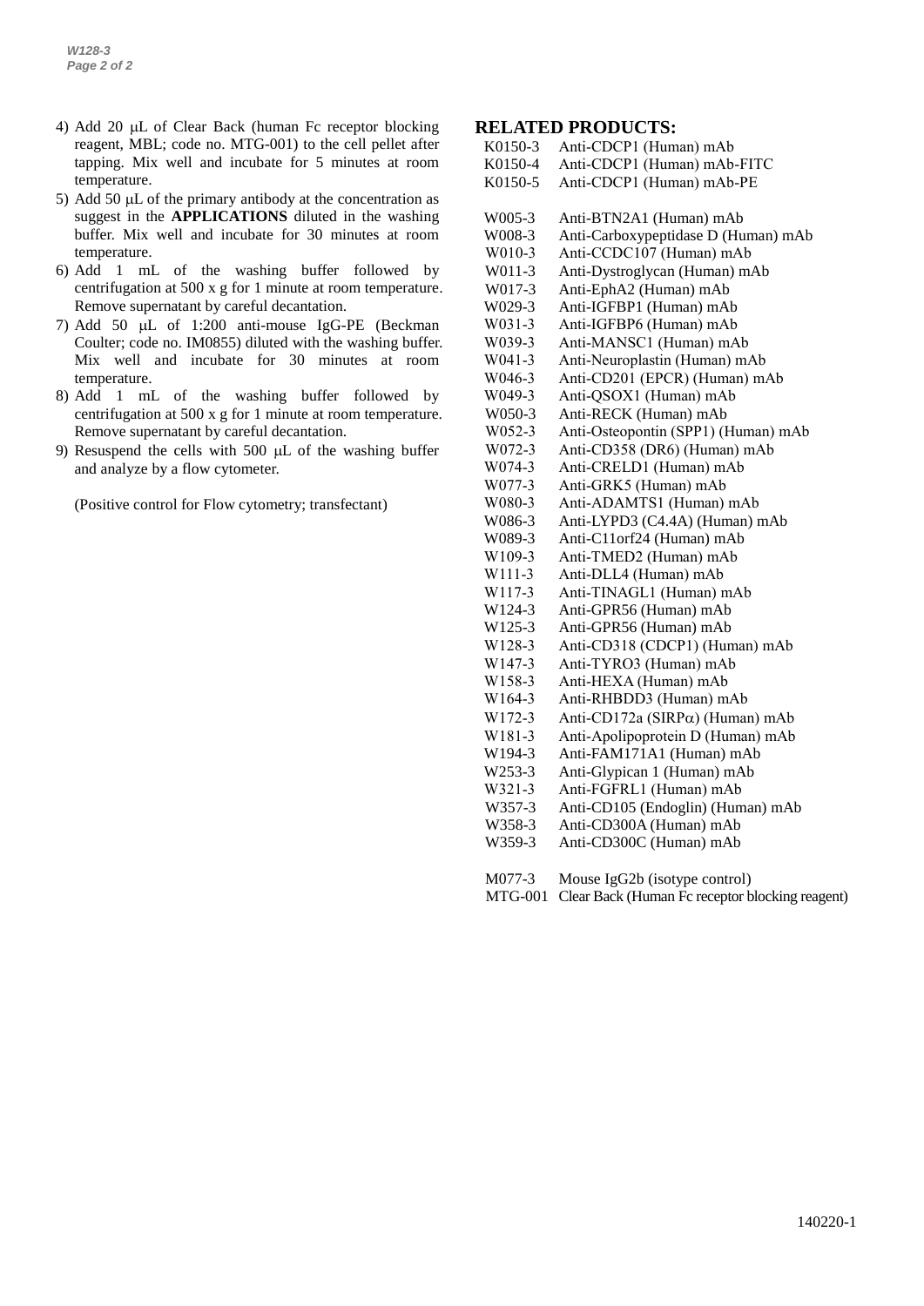4) Add 20 μL of Clear Back (human Fc receptor blocking reagent, MBL; code no. MTG-001) to the cell pellet after tapping. Mix well and incubate for 5 minutes at room temperature.
5) Add 50 μL of the primary antibody at the concentration as suggest in the **APPLICATIONS** diluted in the washing buffer. Mix well and incubate for 30 minutes at room temperature.
6) Add 1 mL of the washing buffer followed by centrifugation at 500 x g for 1 minute at room temperature. Remove supernatant by careful decantation.
7) Add 50 μL of 1:200 anti-mouse IgG-PE (Beckman Coulter; code no. IM0855) diluted with the washing buffer. Mix well and incubate for 30 minutes at room temperature.
8) Add 1 mL of the washing buffer followed by centrifugation at 500 x g for 1 minute at room temperature. Remove supernatant by careful decantation.
9) Resuspend the cells with 500 μL of the washing buffer and analyze by a flow cytometer.

(Positive control for Flow cytometry; transfectant)

## RELATED PRODUCTS:

| | |
|---|---|
| K0150-3 | Anti-CDCP1 (Human) mAb |
| K0150-4 | Anti-CDCP1 (Human) mAb-FITC |
| K0150-5 | Anti-CDCP1 (Human) mAb-PE |
| | |
| W005-3 | Anti-BTN2A1 (Human) mAb |
| W008-3 | Anti-Carboxypeptidase D (Human) mAb |
| W010-3 | Anti-CCDC107 (Human) mAb |
| W011-3 | Anti-Dystroglycan (Human) mAb |
| W017-3 | Anti-EphA2 (Human) mAb |
| W029-3 | Anti-IGFBP1 (Human) mAb |
| W031-3 | Anti-IGFBP6 (Human) mAb |
| W039-3 | Anti-MANSC1 (Human) mAb |
| W041-3 | Anti-Neuroplastin (Human) mAb |
| W046-3 | Anti-CD201 (EPCR) (Human) mAb |
| W049-3 | Anti-QSOX1 (Human) mAb |
| W050-3 | Anti-RECK (Human) mAb |
| W052-3 | Anti-Osteopontin (SPP1) (Human) mAb |
| W072-3 | Anti-CD358 (DR6) (Human) mAb |
| W074-3 | Anti-CRELD1 (Human) mAb |
| W077-3 | Anti-GRK5 (Human) mAb |
| W080-3 | Anti-ADAMTS1 (Human) mAb |
| W086-3 | Anti-LYPD3 (C4.4A) (Human) mAb |
| W089-3 | Anti-C11orf24 (Human) mAb |
| W109-3 | Anti-TMED2 (Human) mAb |
| W111-3 | Anti-DLL4 (Human) mAb |
| W117-3 | Anti-TINAGL1 (Human) mAb |
| W124-3 | Anti-GPR56 (Human) mAb |
| W125-3 | Anti-GPR56 (Human) mAb |
| W128-3 | Anti-CD318 (CDCP1) (Human) mAb |
| W147-3 | Anti-TYRO3 (Human) mAb |
| W158-3 | Anti-HEXA (Human) mAb |
| W164-3 | Anti-RHBDD3 (Human) mAb |
| W172-3 | Anti-CD172a (SIRPα) (Human) mAb |
| W181-3 | Anti-Apolipoprotein D (Human) mAb |
| W194-3 | Anti-FAM171A1 (Human) mAb |
| W253-3 | Anti-Glypican 1 (Human) mAb |
| W321-3 | Anti-FGFRL1 (Human) mAb |
| W357-3 | Anti-CD105 (Endoglin) (Human) mAb |
| W358-3 | Anti-CD300A (Human) mAb |
| W359-3 | Anti-CD300C (Human) mAb |
| | |
| M077-3 | Mouse IgG2b (isotype control) |
| MTG-001 | Clear Back (Human Fc receptor blocking reagent) |

140220-1